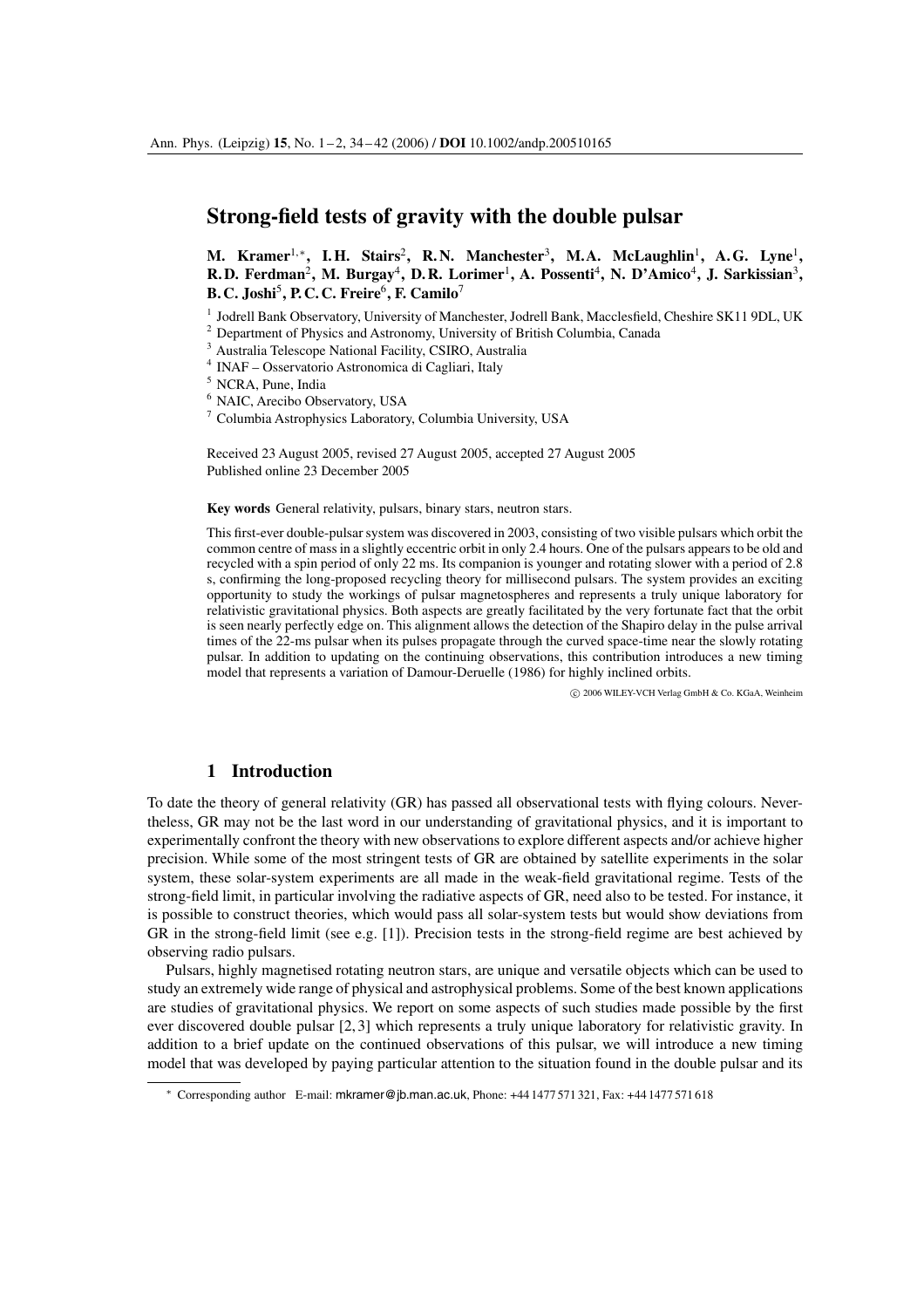# Strong-field tests of gravity with the double pulsar

**M. Kramer[1,*], I.H. Stairs[2], R.N. Manchester[3], M.A. McLaughlin[1], A.G. Lyne[1], R.D. Ferdman[2], M. Burgay[4], D.R. Lorimer[1], A. Possenti[4], N. D'Amico[4], J. Sarkissian[3], B.C. Joshi[5], P.C.C. Freire[6], F. Camilo[7]**

[1] Jodrell Bank Observatory, University of Manchester, Jodrell Bank, Macclesfield, Cheshire SK11 9DL, UK
[2] Department of Physics and Astronomy, University of British Columbia, Canada
[3] Australia Telescope National Facility, CSIRO, Australia
[4] INAF – Osservatorio Astronomica di Cagliari, Italy
[5] NCRA, Pune, India
[6] NAIC, Arecibo Observatory, USA
[7] Columbia Astrophysics Laboratory, Columbia University, USA

Received 23 August 2005, revised 27 August 2005, accepted 27 August 2005
Published online 23 December 2005

**Key words** General relativity, pulsars, binary stars, neutron stars.

This first-ever double-pulsar system was discovered in 2003, consisting of two visible pulsars which orbit the common centre of mass in a slightly eccentric orbit in only 2.4 hours. One of the pulsars appears to be old and recycled with a spin period of only 22 ms. Its companion is younger and rotating slower with a period of 2.8 s, confirming the long-proposed recycling theory for millisecond pulsars. The system provides an exciting opportunity to study the workings of pulsar magnetospheres and represents a truly unique laboratory for relativistic gravitational physics. Both aspects are greatly facilitated by the very fortunate fact that the orbit is seen nearly perfectly edge on. This alignment allows the detection of the Shapiro delay in the pulse arrival times of the 22-ms pulsar when its pulses propagate through the curved space-time near the slowly rotating pulsar. In addition to updating on the continuing observations, this contribution introduces a new timing model that represents a variation of Damour-Deruelle (1986) for highly inclined orbits.

© 2006 WILEY-VCH Verlag GmbH & Co. KGaA, Weinheim

## 1 Introduction

To date the theory of general relativity (GR) has passed all observational tests with flying colours. Nevertheless, GR may not be the last word in our understanding of gravitational physics, and it is important to experimentally confront the theory with new observations to explore different aspects and/or achieve higher precision. While some of the most stringent tests of GR are obtained by satellite experiments in the solar system, these solar-system experiments are all made in the weak-field gravitational regime. Tests of the strong-field limit, in particular involving the radiative aspects of GR, need also to be tested. For instance, it is possible to construct theories, which would pass all solar-system tests but would show deviations from GR in the strong-field limit (see e.g. [1]). Precision tests in the strong-field regime are best achieved by observing radio pulsars.

Pulsars, highly magnetised rotating neutron stars, are unique and versatile objects which can be used to study an extremely wide range of physical and astrophysical problems. Some of the best known applications are studies of gravitational physics. We report on some aspects of such studies made possible by the first ever discovered double pulsar [2, 3] which represents a truly unique laboratory for relativistic gravity. In addition to a brief update on the continued observations of this pulsar, we will introduce a new timing model that was developed by paying particular attention to the situation found in the double pulsar and its

---

* Corresponding author E-mail: mkramer@jb.man.ac.uk, Phone: +44 1477 571 321, Fax: +44 1477 571 618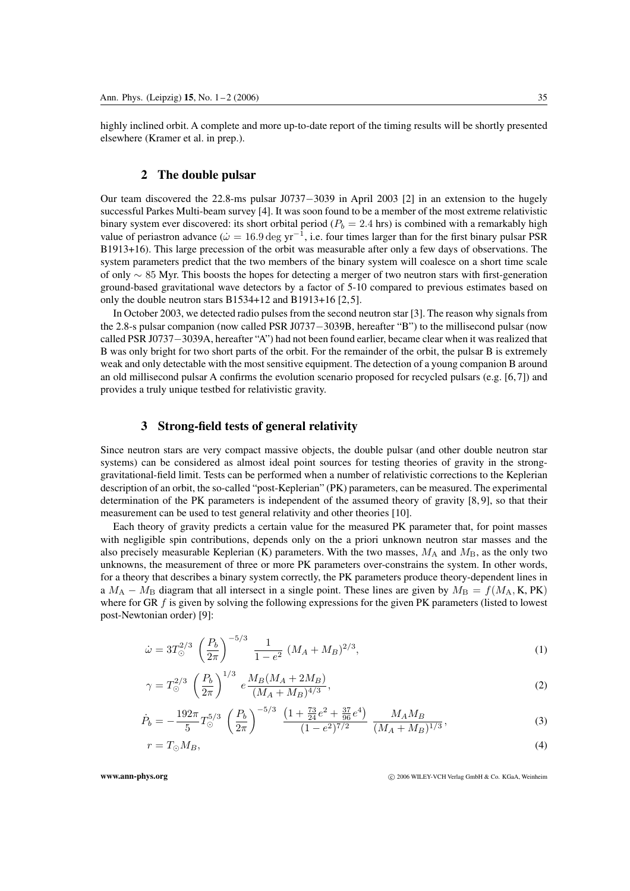highly inclined orbit. A complete and more up-to-date report of the timing results will be shortly presented elsewhere (Kramer et al. in prep.).

## 2 The double pulsar

Our team discovered the 22.8-ms pulsar J0737−3039 in April 2003 [2] in an extension to the hugely successful Parkes Multi-beam survey [4]. It was soon found to be a member of the most extreme relativistic binary system ever discovered: its short orbital period ($P_b = 2.4$ hrs) is combined with a remarkably high value of periastron advance ($\dot{\omega} = 16.9\,\mathrm{deg\,yr}^{-1}$, i.e. four times larger than for the first binary pulsar PSR B1913+16). This large precession of the orbit was measurable after only a few days of observations. The system parameters predict that the two members of the binary system will coalesce on a short time scale of only $\sim 85$ Myr. This boosts the hopes for detecting a merger of two neutron stars with first-generation ground-based gravitational wave detectors by a factor of 5-10 compared to previous estimates based on only the double neutron stars B1534+12 and B1913+16 [2,5].

In October 2003, we detected radio pulses from the second neutron star [3]. The reason why signals from the 2.8-s pulsar companion (now called PSR J0737−3039B, hereafter "B") to the millisecond pulsar (now called PSR J0737−3039A, hereafter "A") had not been found earlier, became clear when it was realized that B was only bright for two short parts of the orbit. For the remainder of the orbit, the pulsar B is extremely weak and only detectable with the most sensitive equipment. The detection of a young companion B around an old millisecond pulsar A confirms the evolution scenario proposed for recycled pulsars (e.g. [6,7]) and provides a truly unique testbed for relativistic gravity.

## 3 Strong-field tests of general relativity

Since neutron stars are very compact massive objects, the double pulsar (and other double neutron star systems) can be considered as almost ideal point sources for testing theories of gravity in the strong-gravitational-field limit. Tests can be performed when a number of relativistic corrections to the Keplerian description of an orbit, the so-called "post-Keplerian" (PK) parameters, can be measured. The experimental determination of the PK parameters is independent of the assumed theory of gravity [8,9], so that their measurement can be used to test general relativity and other theories [10].

Each theory of gravity predicts a certain value for the measured PK parameter that, for point masses with negligible spin contributions, depends only on the a priori unknown neutron star masses and the also precisely measurable Keplerian (K) parameters. With the two masses, $M_{\rm A}$ and $M_{\rm B}$, as the only two unknowns, the measurement of three or more PK parameters over-constrains the system. In other words, for a theory that describes a binary system correctly, the PK parameters produce theory-dependent lines in a $M_{\rm A} - M_{\rm B}$ diagram that all intersect in a single point. These lines are given by $M_{\rm B} = f(M_{\rm A}, {\rm K}, {\rm PK})$ where for GR $f$ is given by solving the following expressions for the given PK parameters (listed to lowest post-Newtonian order) [9]:

$$\dot{\omega} = 3T_\odot^{2/3} \left(\frac{P_b}{2\pi}\right)^{-5/3} \frac{1}{1-e^2}\,(M_A+M_B)^{2/3}, \tag{1}$$

$$\gamma = T_\odot^{2/3} \left(\frac{P_b}{2\pi}\right)^{1/3} e\,\frac{M_B(M_A+2M_B)}{(M_A+M_B)^{4/3}}, \tag{2}$$

$$\dot{P}_b = -\frac{192\pi}{5} T_\odot^{5/3} \left(\frac{P_b}{2\pi}\right)^{-5/3} \frac{\left(1+\frac{73}{24}e^2+\frac{37}{96}e^4\right)}{(1-e^2)^{7/2}}\,\frac{M_A M_B}{(M_A+M_B)^{1/3}}, \tag{3}$$

$$r = T_\odot M_B, \tag{4}$$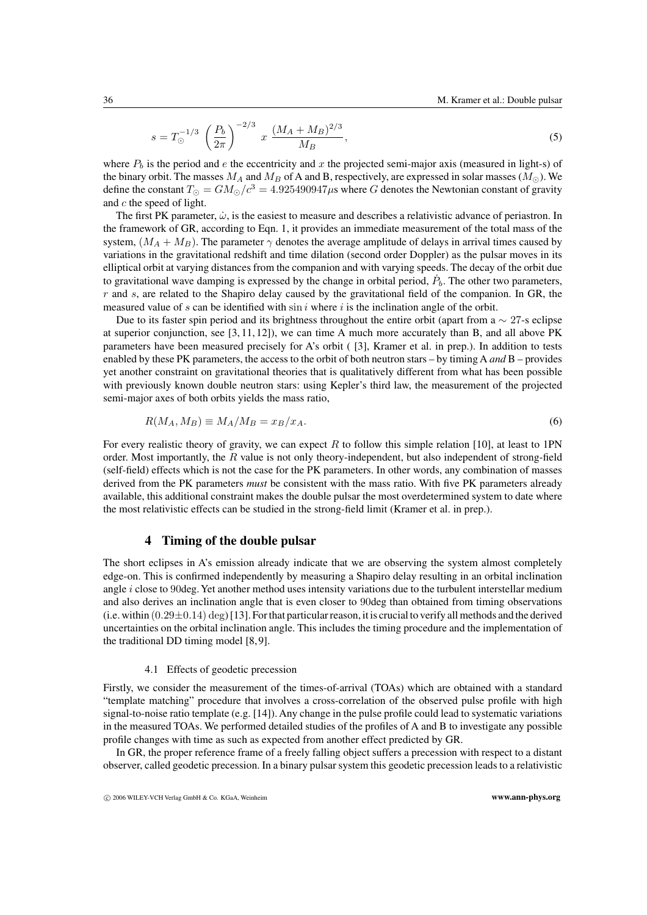$$s = T_\odot^{-1/3} \left(\frac{P_b}{2\pi}\right)^{-2/3} x \frac{(M_A + M_B)^{2/3}}{M_B}, \tag{5}$$

where $P_b$ is the period and $e$ the eccentricity and $x$ the projected semi-major axis (measured in light-s) of the binary orbit. The masses $M_A$ and $M_B$ of A and B, respectively, are expressed in solar masses ($M_\odot$). We define the constant $T_\odot = GM_\odot/c^3 = 4.925490947\mu$s where $G$ denotes the Newtonian constant of gravity and $c$ the speed of light.

The first PK parameter, $\dot{\omega}$, is the easiest to measure and describes a relativistic advance of periastron. In the framework of GR, according to Eqn. 1, it provides an immediate measurement of the total mass of the system, $(M_A + M_B)$. The parameter $\gamma$ denotes the average amplitude of delays in arrival times caused by variations in the gravitational redshift and time dilation (second order Doppler) as the pulsar moves in its elliptical orbit at varying distances from the companion and with varying speeds. The decay of the orbit due to gravitational wave damping is expressed by the change in orbital period, $\dot{P}_b$. The other two parameters, $r$ and $s$, are related to the Shapiro delay caused by the gravitational field of the companion. In GR, the measured value of $s$ can be identified with $\sin i$ where $i$ is the inclination angle of the orbit.

Due to its faster spin period and its brightness throughout the entire orbit (apart from a $\sim$ 27-s eclipse at superior conjunction, see [3, 11, 12]), we can time A much more accurately than B, and all above PK parameters have been measured precisely for A's orbit ( [3], Kramer et al. in prep.). In addition to tests enabled by these PK parameters, the access to the orbit of both neutron stars – by timing A *and* B – provides yet another constraint on gravitational theories that is qualitatively different from what has been possible with previously known double neutron stars: using Kepler's third law, the measurement of the projected semi-major axes of both orbits yields the mass ratio,

$$R(M_A, M_B) \equiv M_A/M_B = x_B/x_A. \tag{6}$$

For every realistic theory of gravity, we can expect $R$ to follow this simple relation [10], at least to 1PN order. Most importantly, the $R$ value is not only theory-independent, but also independent of strong-field (self-field) effects which is not the case for the PK parameters. In other words, any combination of masses derived from the PK parameters *must* be consistent with the mass ratio. With five PK parameters already available, this additional constraint makes the double pulsar the most overdetermined system to date where the most relativistic effects can be studied in the strong-field limit (Kramer et al. in prep.).

## 4 Timing of the double pulsar

The short eclipses in A's emission already indicate that we are observing the system almost completely edge-on. This is confirmed independently by measuring a Shapiro delay resulting in an orbital inclination angle $i$ close to 90deg. Yet another method uses intensity variations due to the turbulent interstellar medium and also derives an inclination angle that is even closer to 90deg than obtained from timing observations (i.e. within $(0.29 \pm 0.14)$ deg) [13]. For that particular reason, it is crucial to verify all methods and the derived uncertainties on the orbital inclination angle. This includes the timing procedure and the implementation of the traditional DD timing model [8, 9].

### 4.1 Effects of geodetic precession

Firstly, we consider the measurement of the times-of-arrival (TOAs) which are obtained with a standard "template matching" procedure that involves a cross-correlation of the observed pulse profile with high signal-to-noise ratio template (e.g. [14]). Any change in the pulse profile could lead to systematic variations in the measured TOAs. We performed detailed studies of the profiles of A and B to investigate any possible profile changes with time as such as expected from another effect predicted by GR.

In GR, the proper reference frame of a freely falling object suffers a precession with respect to a distant observer, called geodetic precession. In a binary pulsar system this geodetic precession leads to a relativistic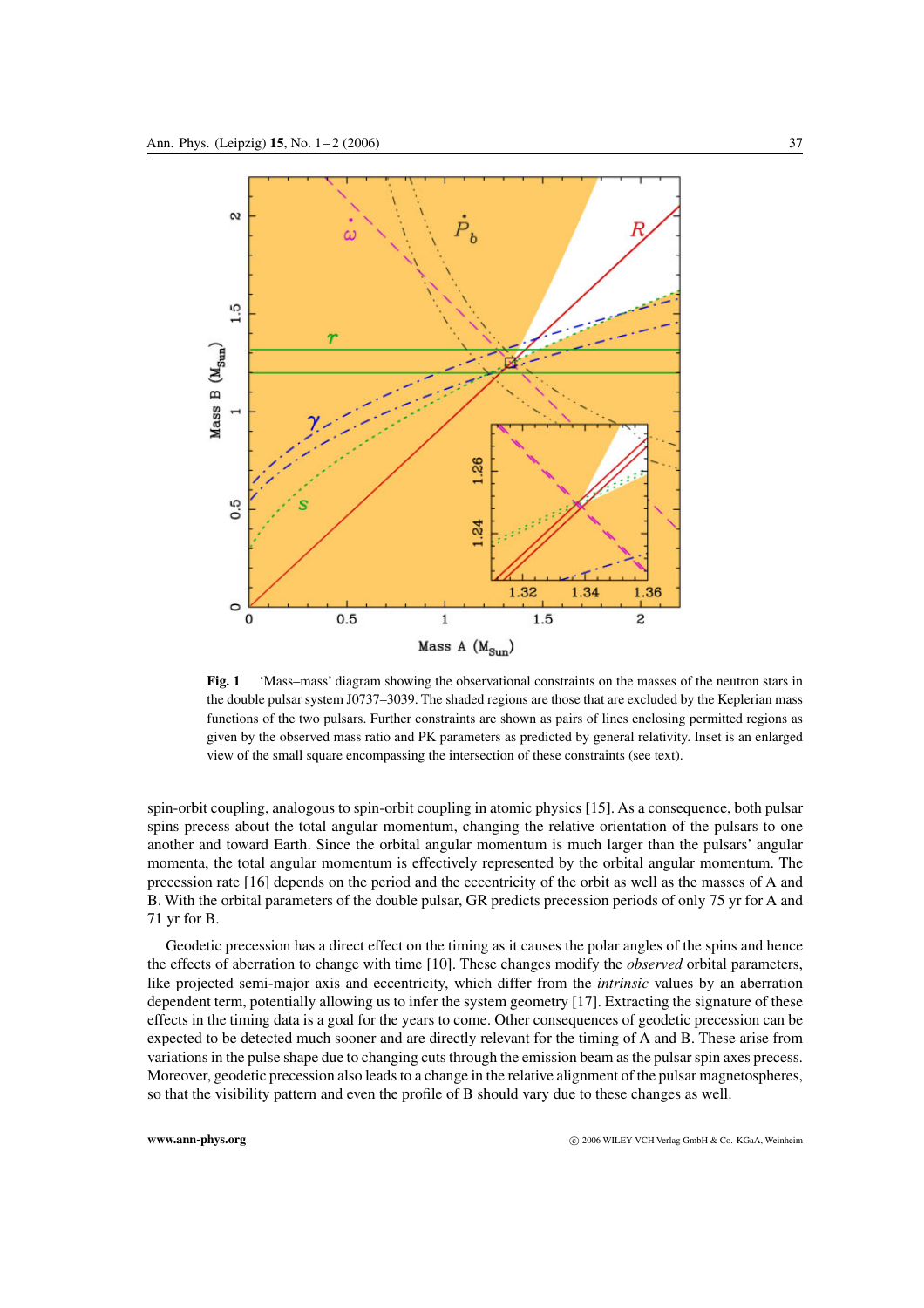Mass B ($M_{Sun}$)

Mass A ($M_{Sun}$)

0

0.5

1

1.5

2

$\dot{\omega}$

$\dot{P}_b$

$R$

$r$

$\gamma$

$s$

1.24

1.26

1.32

1.34

1.36

**Fig. 1** 'Mass–mass' diagram showing the observational constraints on the masses of the neutron stars in the double pulsar system J0737–3039. The shaded regions are those that are excluded by the Keplerian mass functions of the two pulsars. Further constraints are shown as pairs of lines enclosing permitted regions as given by the observed mass ratio and PK parameters as predicted by general relativity. Inset is an enlarged view of the small square encompassing the intersection of these constraints (see text).

spin-orbit coupling, analogous to spin-orbit coupling in atomic physics [15]. As a consequence, both pulsar spins precess about the total angular momentum, changing the relative orientation of the pulsars to one another and toward Earth. Since the orbital angular momentum is much larger than the pulsars' angular momenta, the total angular momentum is effectively represented by the orbital angular momentum. The precession rate [16] depends on the period and the eccentricity of the orbit as well as the masses of A and B. With the orbital parameters of the double pulsar, GR predicts precession periods of only 75 yr for A and 71 yr for B.

Geodetic precession has a direct effect on the timing as it causes the polar angles of the spins and hence the effects of aberration to change with time [10]. These changes modify the *observed* orbital parameters, like projected semi-major axis and eccentricity, which differ from the *intrinsic* values by an aberration dependent term, potentially allowing us to infer the system geometry [17]. Extracting the signature of these effects in the timing data is a goal for the years to come. Other consequences of geodetic precession can be expected to be detected much sooner and are directly relevant for the timing of A and B. These arise from variations in the pulse shape due to changing cuts through the emission beam as the pulsar spin axes precess. Moreover, geodetic precession also leads to a change in the relative alignment of the pulsar magnetospheres, so that the visibility pattern and even the profile of B should vary due to these changes as well.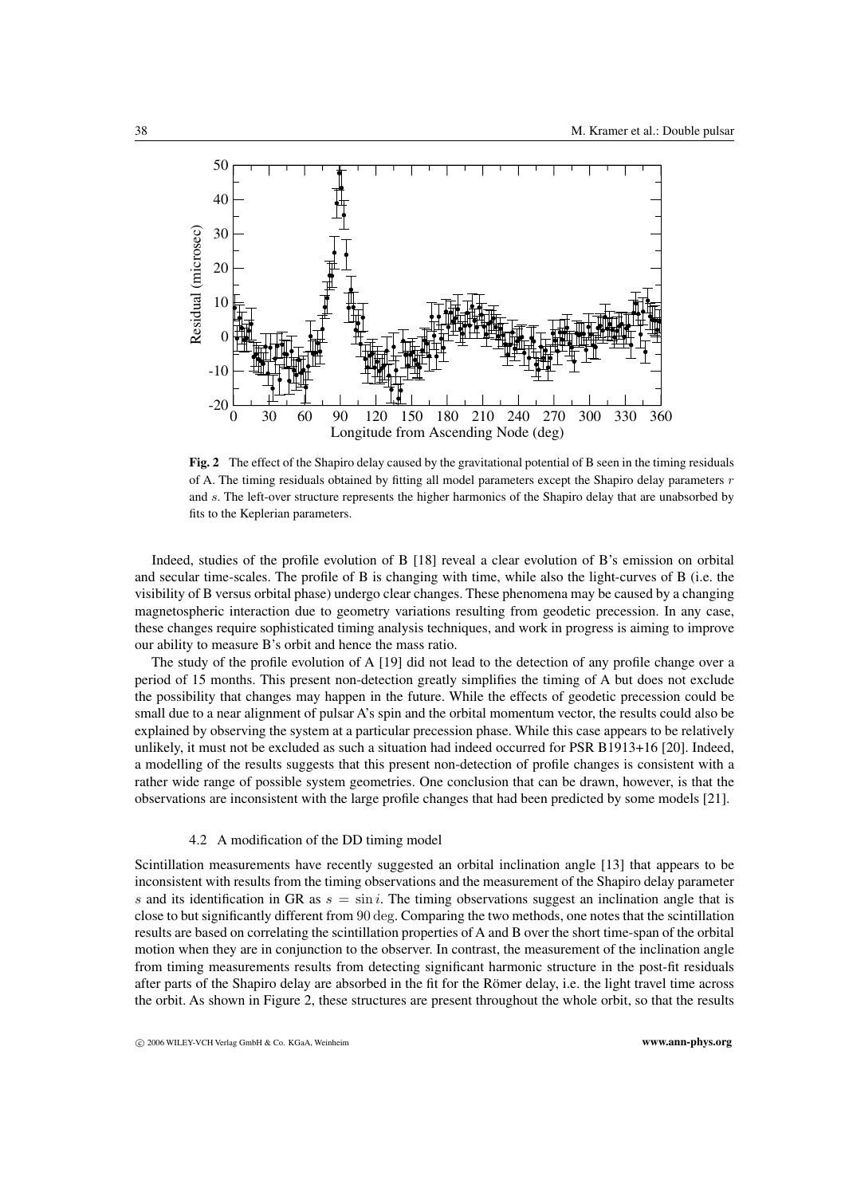Residual (microsec)

50
40
30
20
10
0
-10
-20

0 30 60 90 120 150 180 210 240 270 300 330 360

Longitude from Ascending Node (deg)

**Fig. 2** The effect of the Shapiro delay caused by the gravitational potential of B seen in the timing residuals of A. The timing residuals obtained by fitting all model parameters except the Shapiro delay parameters $r$ and $s$. The left-over structure represents the higher harmonics of the Shapiro delay that are unabsorbed by fits to the Keplerian parameters.

Indeed, studies of the profile evolution of B [18] reveal a clear evolution of B's emission on orbital and secular time-scales. The profile of B is changing with time, while also the light-curves of B (i.e. the visibility of B versus orbital phase) undergo clear changes. These phenomena may be caused by a changing magnetospheric interaction due to geometry variations resulting from geodetic precession. In any case, these changes require sophisticated timing analysis techniques, and work in progress is aiming to improve our ability to measure B's orbit and hence the mass ratio.

The study of the profile evolution of A [19] did not lead to the detection of any profile change over a period of 15 months. This present non-detection greatly simplifies the timing of A but does not exclude the possibility that changes may happen in the future. While the effects of geodetic precession could be small due to a near alignment of pulsar A's spin and the orbital momentum vector, the results could also be explained by observing the system at a particular precession phase. While this case appears to be relatively unlikely, it must not be excluded as such a situation had indeed occurred for PSR B1913+16 [20]. Indeed, a modelling of the results suggests that this present non-detection of profile changes is consistent with a rather wide range of possible system geometries. One conclusion that can be drawn, however, is that the observations are inconsistent with the large profile changes that had been predicted by some models [21].

### 4.2 A modification of the DD timing model

Scintillation measurements have recently suggested an orbital inclination angle [13] that appears to be inconsistent with results from the timing observations and the measurement of the Shapiro delay parameter $s$ and its identification in GR as $s = \sin i$. The timing observations suggest an inclination angle that is close to but significantly different from $90\,\mathrm{deg}$. Comparing the two methods, one notes that the scintillation results are based on correlating the scintillation properties of A and B over the short time-span of the orbital motion when they are in conjunction to the observer. In contrast, the measurement of the inclination angle from timing measurements results from detecting significant harmonic structure in the post-fit residuals after parts of the Shapiro delay are absorbed in the fit for the Römer delay, i.e. the light travel time across the orbit. As shown in Figure 2, these structures are present throughout the whole orbit, so that the results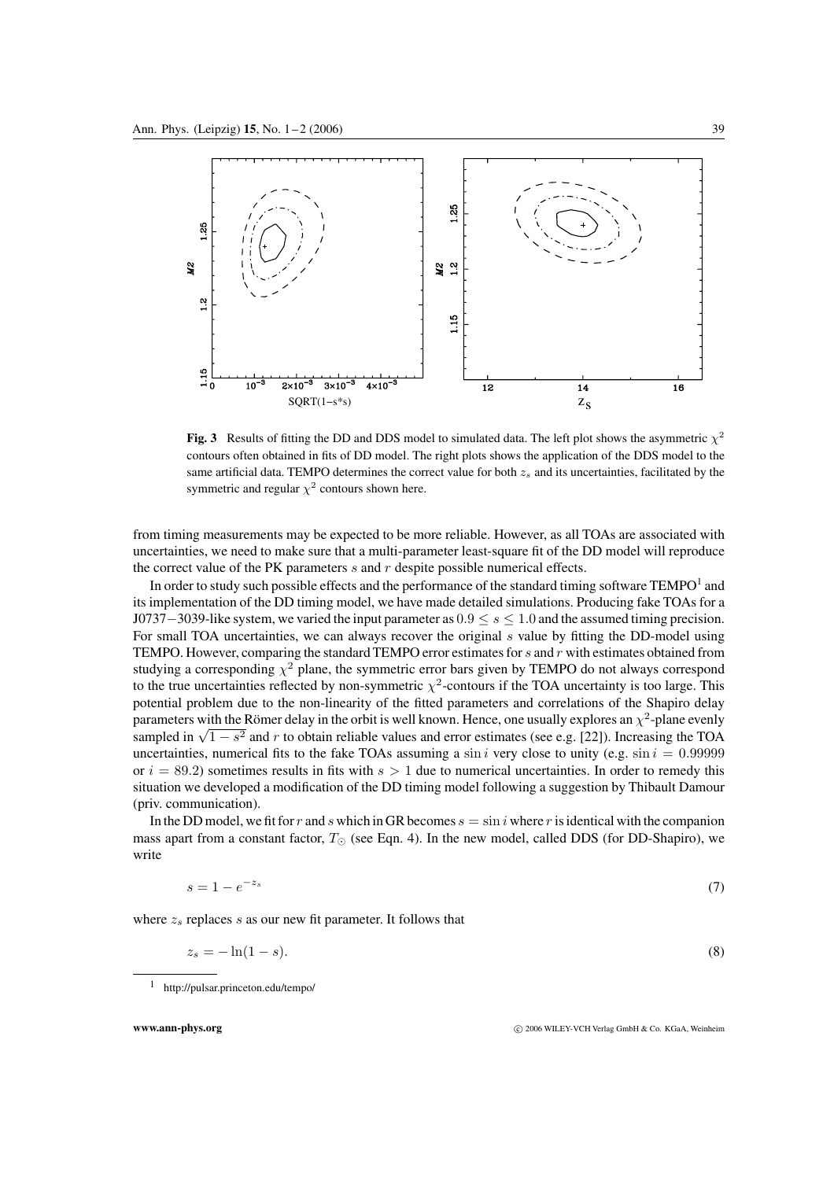**Fig. 3** Results of fitting the DD and DDS model to simulated data. The left plot shows the asymmetric $\chi^2$ contours often obtained in fits of DD model. The right plots shows the application of the DDS model to the same artificial data. TEMPO determines the correct value for both $z_s$ and its uncertainties, facilitated by the symmetric and regular $\chi^2$ contours shown here.

from timing measurements may be expected to be more reliable. However, as all TOAs are associated with uncertainties, we need to make sure that a multi-parameter least-square fit of the DD model will reproduce the correct value of the PK parameters $s$ and $r$ despite possible numerical effects.

In order to study such possible effects and the performance of the standard timing software TEMPO[1] and its implementation of the DD timing model, we have made detailed simulations. Producing fake TOAs for a J0737−3039-like system, we varied the input parameter as $0.9 \leq s \leq 1.0$ and the assumed timing precision. For small TOA uncertainties, we can always recover the original $s$ value by fitting the DD-model using TEMPO. However, comparing the standard TEMPO error estimates for $s$ and $r$ with estimates obtained from studying a corresponding $\chi^2$ plane, the symmetric error bars given by TEMPO do not always correspond to the true uncertainties reflected by non-symmetric $\chi^2$-contours if the TOA uncertainty is too large. This potential problem due to the non-linearity of the fitted parameters and correlations of the Shapiro delay parameters with the Römer delay in the orbit is well known. Hence, one usually explores an $\chi^2$-plane evenly sampled in $\sqrt{1-s^2}$ and $r$ to obtain reliable values and error estimates (see e.g. [22]). Increasing the TOA uncertainties, numerical fits to the fake TOAs assuming a $\sin i$ very close to unity (e.g. $\sin i = 0.99999$ or $i = 89.2$) sometimes results in fits with $s > 1$ due to numerical uncertainties. In order to remedy this situation we developed a modification of the DD timing model following a suggestion by Thibault Damour (priv. communication).

In the DD model, we fit for $r$ and $s$ which in GR becomes $s = \sin i$ where $r$ is identical with the companion mass apart from a constant factor, $T_\odot$ (see Eqn. 4). In the new model, called DDS (for DD-Shapiro), we write

$$s = 1 - e^{-z_s} \tag{7}$$

where $z_s$ replaces $s$ as our new fit parameter. It follows that

$$z_s = -\ln(1-s). \tag{8}$$

[1] http://pulsar.princeton.edu/tempo/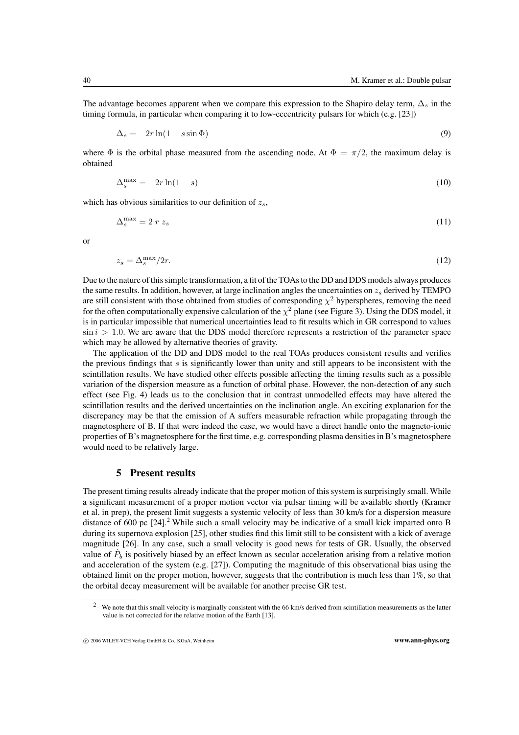The advantage becomes apparent when we compare this expression to the Shapiro delay term, $\Delta_s$ in the timing formula, in particular when comparing it to low-eccentricity pulsars for which (e.g. [23])

$$\Delta_s = -2r \ln(1 - s \sin \Phi) \tag{9}$$

where $\Phi$ is the orbital phase measured from the ascending node. At $\Phi = \pi/2$, the maximum delay is obtained

$$\Delta_s^{\max} = -2r \ln(1 - s) \tag{10}$$

which has obvious similarities to our definition of $z_s$,

$$\Delta_s^{\max} = 2 \, r \, z_s \tag{11}$$

or

$$z_s = \Delta_s^{\max}/2r. \tag{12}$$

Due to the nature of this simple transformation, a fit of the TOAs to the DD and DDS models always produces the same results. In addition, however, at large inclination angles the uncertainties on $z_s$ derived by TEMPO are still consistent with those obtained from studies of corresponding $\chi^2$ hyperspheres, removing the need for the often computationally expensive calculation of the $\chi^2$ plane (see Figure 3). Using the DDS model, it is in particular impossible that numerical uncertainties lead to fit results which in GR correspond to values $\sin i > 1.0$. We are aware that the DDS model therefore represents a restriction of the parameter space which may be allowed by alternative theories of gravity.

The application of the DD and DDS model to the real TOAs produces consistent results and verifies the previous findings that $s$ is significantly lower than unity and still appears to be inconsistent with the scintillation results. We have studied other effects possible affecting the timing results such as a possible variation of the dispersion measure as a function of orbital phase. However, the non-detection of any such effect (see Fig. 4) leads us to the conclusion that in contrast unmodelled effects may have altered the scintillation results and the derived uncertainties on the inclination angle. An exciting explanation for the discrepancy may be that the emission of A suffers measurable refraction while propagating through the magnetosphere of B. If that were indeed the case, we would have a direct handle onto the magneto-ionic properties of B's magnetosphere for the first time, e.g. corresponding plasma densities in B's magnetosphere would need to be relatively large.

## 5 Present results

The present timing results already indicate that the proper motion of this system is surprisingly small. While a significant measurement of a proper motion vector via pulsar timing will be available shortly (Kramer et al. in prep), the present limit suggests a systemic velocity of less than 30 km/s for a dispersion measure distance of 600 pc [24].[2] While such a small velocity may be indicative of a small kick imparted onto B during its supernova explosion [25], other studies find this limit still to be consistent with a kick of average magnitude [26]. In any case, such a small velocity is good news for tests of GR. Usually, the observed value of $\dot{P}_b$ is positively biased by an effect known as secular acceleration arising from a relative motion and acceleration of the system (e.g. [27]). Computing the magnitude of this observational bias using the obtained limit on the proper motion, however, suggests that the contribution is much less than 1%, so that the orbital decay measurement will be available for another precise GR test.

[2] We note that this small velocity is marginally consistent with the 66 km/s derived from scintillation measurements as the latter value is not corrected for the relative motion of the Earth [13].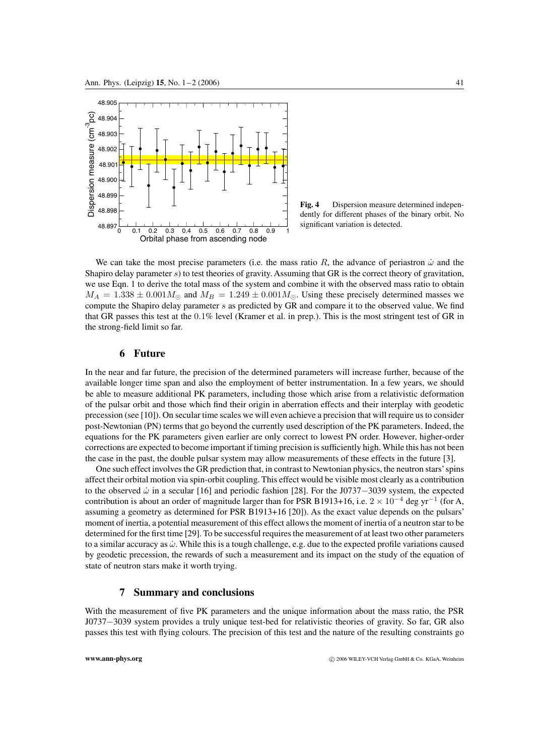**Fig. 4** Dispersion measure determined independently for different phases of the binary orbit. No significant variation is detected.

We can take the most precise parameters (i.e. the mass ratio $R$, the advance of periastron $\dot{\omega}$ and the Shapiro delay parameter $s$) to test theories of gravity. Assuming that GR is the correct theory of gravitation, we use Eqn. 1 to derive the total mass of the system and combine it with the observed mass ratio to obtain $M_A = 1.338 \pm 0.001 M_\odot$ and $M_B = 1.249 \pm 0.001 M_\odot$. Using these precisely determined masses we compute the Shapiro delay parameter $s$ as predicted by GR and compare it to the observed value. We find that GR passes this test at the $0.1\%$ level (Kramer et al. in prep.). This is the most stringent test of GR in the strong-field limit so far.

## 6 Future

In the near and far future, the precision of the determined parameters will increase further, because of the available longer time span and also the employment of better instrumentation. In a few years, we should be able to measure additional PK parameters, including those which arise from a relativistic deformation of the pulsar orbit and those which find their origin in aberration effects and their interplay with geodetic precession (see [10]). On secular time scales we will even achieve a precision that will require us to consider post-Newtonian (PN) terms that go beyond the currently used description of the PK parameters. Indeed, the equations for the PK parameters given earlier are only correct to lowest PN order. However, higher-order corrections are expected to become important if timing precision is sufficiently high. While this has not been the case in the past, the double pulsar system may allow measurements of these effects in the future [3].

One such effect involves the GR prediction that, in contrast to Newtonian physics, the neutron stars' spins affect their orbital motion via spin-orbit coupling. This effect would be visible most clearly as a contribution to the observed $\dot{\omega}$ in a secular [16] and periodic fashion [28]. For the J0737−3039 system, the expected contribution is about an order of magnitude larger than for PSR B1913+16, i.e. $2 \times 10^{-4}$ deg yr$^{-1}$ (for A, assuming a geometry as determined for PSR B1913+16 [20]). As the exact value depends on the pulsars' moment of inertia, a potential measurement of this effect allows the moment of inertia of a neutron star to be determined for the first time [29]. To be successful requires the measurement of at least two other parameters to a similar accuracy as $\dot{\omega}$. While this is a tough challenge, e.g. due to the expected profile variations caused by geodetic precession, the rewards of such a measurement and its impact on the study of the equation of state of neutron stars make it worth trying.

## 7 Summary and conclusions

With the measurement of five PK parameters and the unique information about the mass ratio, the PSR J0737−3039 system provides a truly unique test-bed for relativistic theories of gravity. So far, GR also passes this test with flying colours. The precision of this test and the nature of the resulting constraints go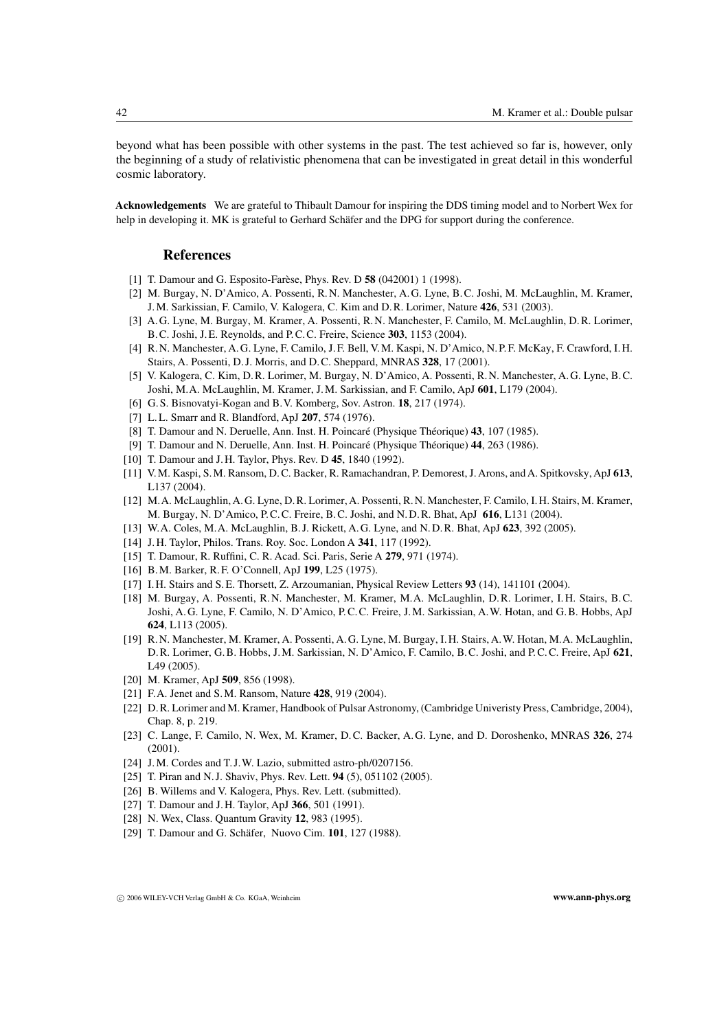beyond what has been possible with other systems in the past. The test achieved so far is, however, only the beginning of a study of relativistic phenomena that can be investigated in great detail in this wonderful cosmic laboratory.

**Acknowledgements** We are grateful to Thibault Damour for inspiring the DDS timing model and to Norbert Wex for help in developing it. MK is grateful to Gerhard Schäfer and the DPG for support during the conference.

## References

[1] T. Damour and G. Esposito-Farèse, Phys. Rev. D **58** (042001) 1 (1998).

[2] M. Burgay, N. D'Amico, A. Possenti, R.N. Manchester, A.G. Lyne, B.C. Joshi, M. McLaughlin, M. Kramer, J.M. Sarkissian, F. Camilo, V. Kalogera, C. Kim and D.R. Lorimer, Nature **426**, 531 (2003).

[3] A.G. Lyne, M. Burgay, M. Kramer, A. Possenti, R.N. Manchester, F. Camilo, M. McLaughlin, D.R. Lorimer, B.C. Joshi, J.E. Reynolds, and P.C.C. Freire, Science **303**, 1153 (2004).

[4] R.N. Manchester, A.G. Lyne, F. Camilo, J.F. Bell, V.M. Kaspi, N. D'Amico, N.P.F. McKay, F. Crawford, I.H. Stairs, A. Possenti, D.J. Morris, and D.C. Sheppard, MNRAS **328**, 17 (2001).

[5] V. Kalogera, C. Kim, D.R. Lorimer, M. Burgay, N. D'Amico, A. Possenti, R.N. Manchester, A.G. Lyne, B.C. Joshi, M.A. McLaughlin, M. Kramer, J.M. Sarkissian, and F. Camilo, ApJ **601**, L179 (2004).

[6] G.S. Bisnovatyi-Kogan and B.V. Komberg, Sov. Astron. **18**, 217 (1974).

[7] L.L. Smarr and R. Blandford, ApJ **207**, 574 (1976).

[8] T. Damour and N. Deruelle, Ann. Inst. H. Poincaré (Physique Théorique) **43**, 107 (1985).

[9] T. Damour and N. Deruelle, Ann. Inst. H. Poincaré (Physique Théorique) **44**, 263 (1986).

[10] T. Damour and J.H. Taylor, Phys. Rev. D **45**, 1840 (1992).

[11] V.M. Kaspi, S.M. Ransom, D.C. Backer, R. Ramachandran, P. Demorest, J. Arons, and A. Spitkovsky, ApJ **613**, L137 (2004).

[12] M.A. McLaughlin, A.G. Lyne, D.R. Lorimer, A. Possenti, R.N. Manchester, F. Camilo, I.H. Stairs, M. Kramer, M. Burgay, N. D'Amico, P.C.C. Freire, B.C. Joshi, and N.D.R. Bhat, ApJ **616**, L131 (2004).

[13] W.A. Coles, M.A. McLaughlin, B.J. Rickett, A.G. Lyne, and N.D.R. Bhat, ApJ **623**, 392 (2005).

[14] J.H. Taylor, Philos. Trans. Roy. Soc. London A **341**, 117 (1992).

[15] T. Damour, R. Ruffini, C. R. Acad. Sci. Paris, Serie A **279**, 971 (1974).

[16] B.M. Barker, R.F. O'Connell, ApJ **199**, L25 (1975).

[17] I.H. Stairs and S.E. Thorsett, Z. Arzoumanian, Physical Review Letters **93** (14), 141101 (2004).

[18] M. Burgay, A. Possenti, R.N. Manchester, M. Kramer, M.A. McLaughlin, D.R. Lorimer, I.H. Stairs, B.C. Joshi, A.G. Lyne, F. Camilo, N. D'Amico, P.C.C. Freire, J.M. Sarkissian, A.W. Hotan, and G.B. Hobbs, ApJ **624**, L113 (2005).

[19] R.N. Manchester, M. Kramer, A. Possenti, A.G. Lyne, M. Burgay, I.H. Stairs, A.W. Hotan, M.A. McLaughlin, D.R. Lorimer, G.B. Hobbs, J.M. Sarkissian, N. D'Amico, F. Camilo, B.C. Joshi, and P.C.C. Freire, ApJ **621**, L49 (2005).

[20] M. Kramer, ApJ **509**, 856 (1998).

[21] F.A. Jenet and S.M. Ransom, Nature **428**, 919 (2004).

[22] D.R. Lorimer and M. Kramer, Handbook of Pulsar Astronomy, (Cambridge Univeristy Press, Cambridge, 2004), Chap. 8, p. 219.

[23] C. Lange, F. Camilo, N. Wex, M. Kramer, D.C. Backer, A.G. Lyne, and D. Doroshenko, MNRAS **326**, 274 (2001).

[24] J.M. Cordes and T.J.W. Lazio, submitted astro-ph/0207156.

[25] T. Piran and N.J. Shaviv, Phys. Rev. Lett. **94** (5), 051102 (2005).

[26] B. Willems and V. Kalogera, Phys. Rev. Lett. (submitted).

[27] T. Damour and J.H. Taylor, ApJ **366**, 501 (1991).

[28] N. Wex, Class. Quantum Gravity **12**, 983 (1995).

[29] T. Damour and G. Schäfer, Nuovo Cim. **101**, 127 (1988).